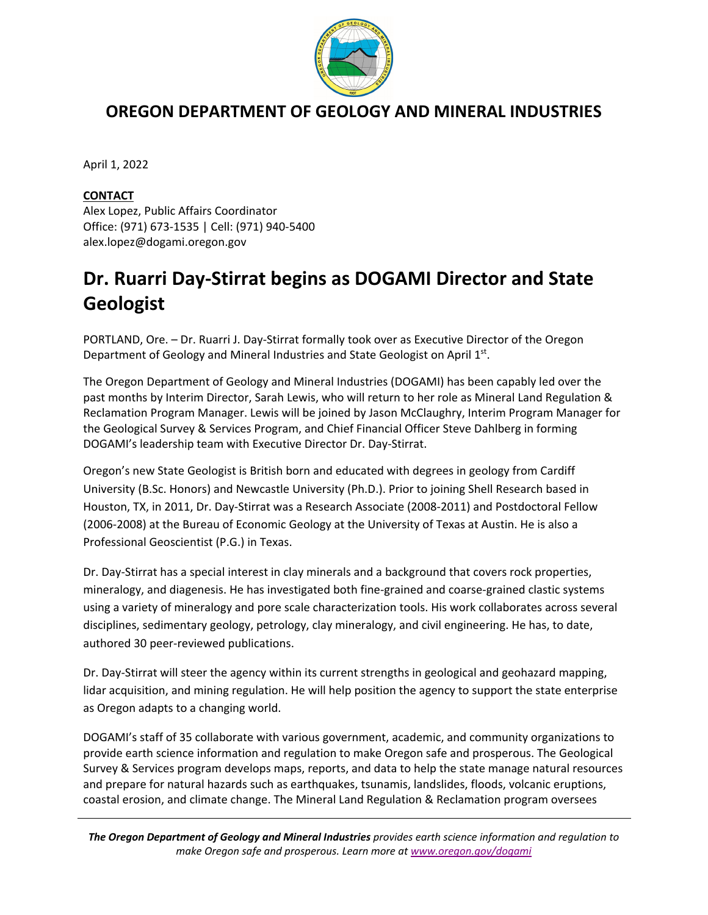# OREGON DEPARTMENT OF GEOLOGY AND MINERAL INDUSTRIES

April 1, 2022

**CONTACT**
Alex Lopez, Public Affairs Coordinator
Office: (971) 673-1535 | Cell: (971) 940-5400
alex.lopez@dogami.oregon.gov

## Dr. Ruarri Day-Stirrat begins as DOGAMI Director and State Geologist

PORTLAND, Ore. – Dr. Ruarri J. Day-Stirrat formally took over as Executive Director of the Oregon Department of Geology and Mineral Industries and State Geologist on April 1st.

The Oregon Department of Geology and Mineral Industries (DOGAMI) has been capably led over the past months by Interim Director, Sarah Lewis, who will return to her role as Mineral Land Regulation & Reclamation Program Manager. Lewis will be joined by Jason McClaughry, Interim Program Manager for the Geological Survey & Services Program, and Chief Financial Officer Steve Dahlberg in forming DOGAMI's leadership team with Executive Director Dr. Day-Stirrat.

Oregon's new State Geologist is British born and educated with degrees in geology from Cardiff University (B.Sc. Honors) and Newcastle University (Ph.D.). Prior to joining Shell Research based in Houston, TX, in 2011, Dr. Day-Stirrat was a Research Associate (2008-2011) and Postdoctoral Fellow (2006-2008) at the Bureau of Economic Geology at the University of Texas at Austin. He is also a Professional Geoscientist (P.G.) in Texas.

Dr. Day-Stirrat has a special interest in clay minerals and a background that covers rock properties, mineralogy, and diagenesis. He has investigated both fine-grained and coarse-grained clastic systems using a variety of mineralogy and pore scale characterization tools. His work collaborates across several disciplines, sedimentary geology, petrology, clay mineralogy, and civil engineering. He has, to date, authored 30 peer-reviewed publications.

Dr. Day-Stirrat will steer the agency within its current strengths in geological and geohazard mapping, lidar acquisition, and mining regulation. He will help position the agency to support the state enterprise as Oregon adapts to a changing world.

DOGAMI's staff of 35 collaborate with various government, academic, and community organizations to provide earth science information and regulation to make Oregon safe and prosperous. The Geological Survey & Services program develops maps, reports, and data to help the state manage natural resources and prepare for natural hazards such as earthquakes, tsunamis, landslides, floods, volcanic eruptions, coastal erosion, and climate change. The Mineral Land Regulation & Reclamation program oversees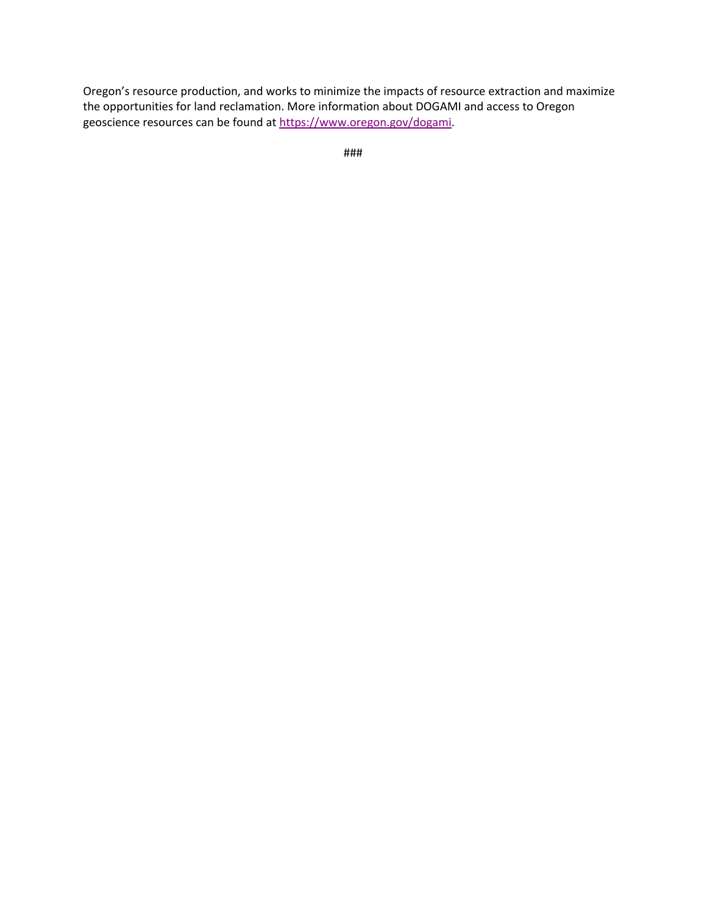Oregon's resource production, and works to minimize the impacts of resource extraction and maximize the opportunities for land reclamation. More information about DOGAMI and access to Oregon geoscience resources can be found at https://www.oregon.gov/dogami.

###